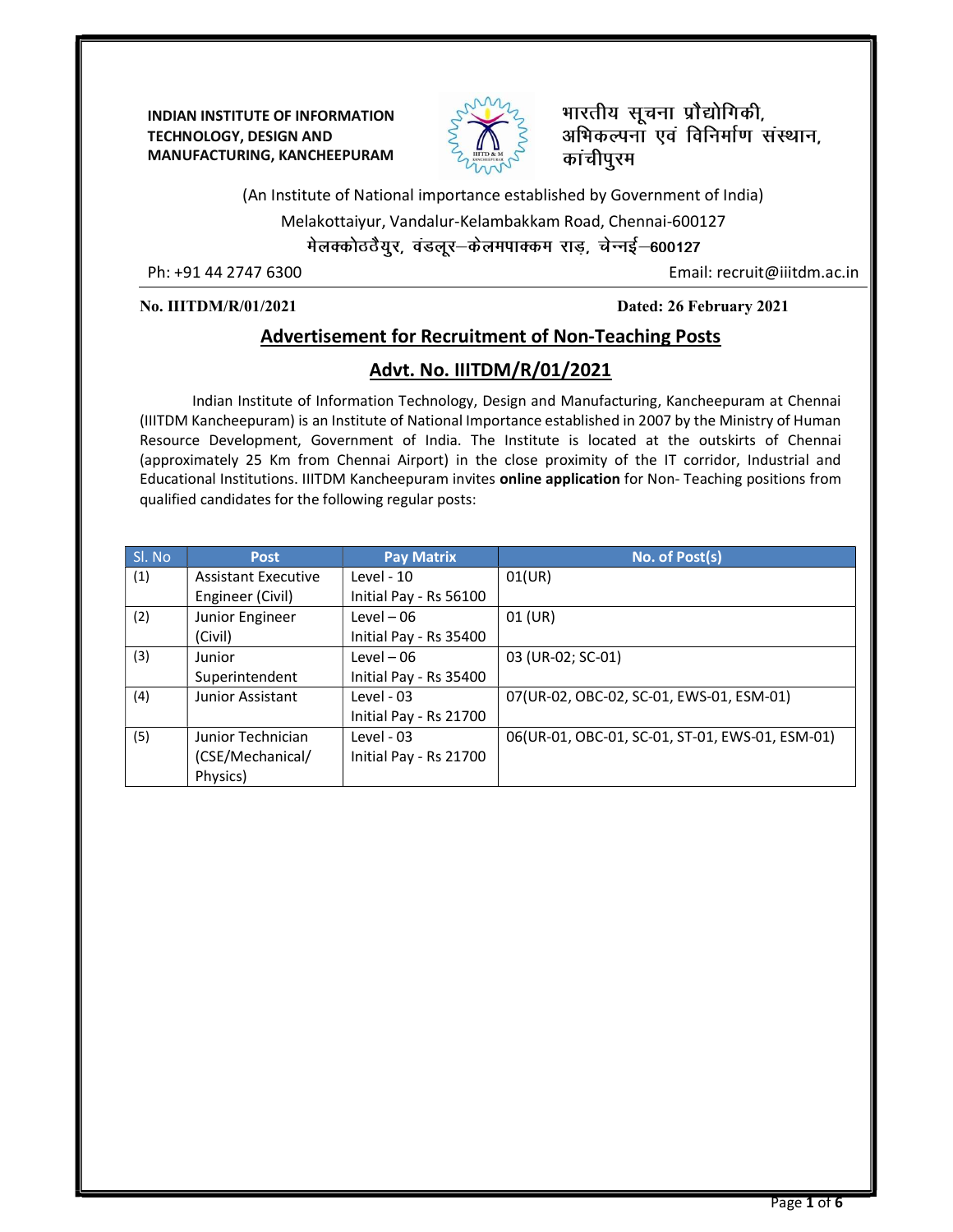**INDIAN INSTITUTE OF INFORMATION TECHNOLOGY, DESIGN AND MANUFACTURING, KANCHEEPURAM**

भारतीय सूचना प्रौद्योगिकी, अभिकल्पना एवं विनिर्माण संस्थान, कांचीपुरम

(An Institute of National importance established by Government of India)

Melakottaiyur, Vandalur-Kelambakkam Road, Chennai-600127

मेलक्कोठ्ठैयुर, वंडलूर–केलमपाक्कम राड़, चेन्नई–600127

Ph: +91 44 2747 6300 Email: recruit@iiitdm.ac.in

**No. IIITDM/R/01/2021** **Dated: 26 February 2021**

## Advertisement for Recruitment of Non-Teaching Posts

## Advt. No. IIITDM/R/01/2021

Indian Institute of Information Technology, Design and Manufacturing, Kancheepuram at Chennai (IIITDM Kancheepuram) is an Institute of National Importance established in 2007 by the Ministry of Human Resource Development, Government of India. The Institute is located at the outskirts of Chennai (approximately 25 Km from Chennai Airport) in the close proximity of the IT corridor, Industrial and Educational Institutions. IIITDM Kancheepuram invites **online application** for Non- Teaching positions from qualified candidates for the following regular posts:

| Sl. No | Post | Pay Matrix | No. of Post(s) |
|---|---|---|---|
| (1) | Assistant Executive Engineer (Civil) | Level - 10<br>Initial Pay - Rs 56100 | 01(UR) |
| (2) | Junior Engineer (Civil) | Level – 06<br>Initial Pay - Rs 35400 | 01 (UR) |
| (3) | Junior Superintendent | Level – 06<br>Initial Pay - Rs 35400 | 03 (UR-02; SC-01) |
| (4) | Junior Assistant | Level - 03<br>Initial Pay - Rs 21700 | 07(UR-02, OBC-02, SC-01, EWS-01, ESM-01) |
| (5) | Junior Technician (CSE/Mechanical/ Physics) | Level - 03<br>Initial Pay - Rs 21700 | 06(UR-01, OBC-01, SC-01, ST-01, EWS-01, ESM-01) |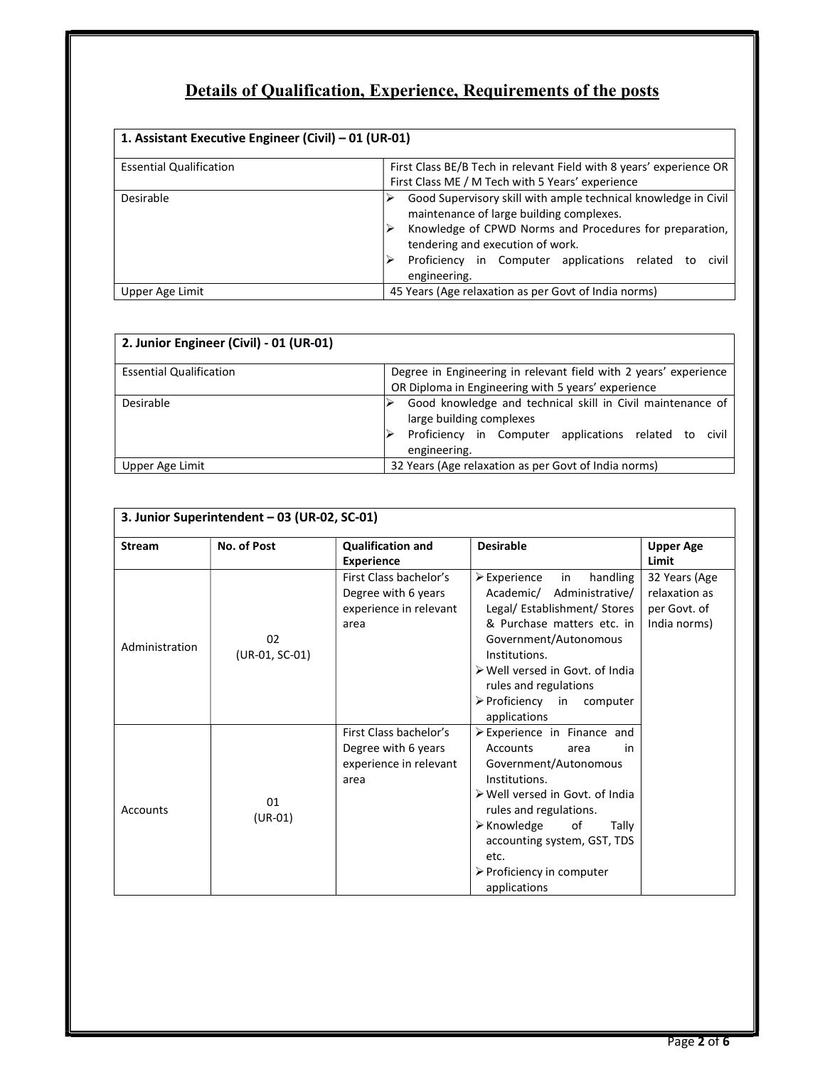# Details of Qualification, Experience, Requirements of the posts

| 1. Assistant Executive Engineer (Civil) – 01 (UR-01) | |
|---|---|
| Essential Qualification | First Class BE/B Tech in relevant Field with 8 years' experience OR First Class ME / M Tech with 5 Years' experience |
| Desirable | ➢ Good Supervisory skill with ample technical knowledge in Civil maintenance of large building complexes.<br>➢ Knowledge of CPWD Norms and Procedures for preparation, tendering and execution of work.<br>➢ Proficiency in Computer applications related to civil engineering. |
| Upper Age Limit | 45 Years (Age relaxation as per Govt of India norms) |

| 2. Junior Engineer (Civil) - 01 (UR-01) | |
|---|---|
| Essential Qualification | Degree in Engineering in relevant field with 2 years' experience OR Diploma in Engineering with 5 years' experience |
| Desirable | ➢ Good knowledge and technical skill in Civil maintenance of large building complexes<br>➢ Proficiency in Computer applications related to civil engineering. |
| Upper Age Limit | 32 Years (Age relaxation as per Govt of India norms) |

**3. Junior Superintendent – 03 (UR-02, SC-01)**

| Stream | No. of Post | Qualification and Experience | Desirable | Upper Age Limit |
|---|---|---|---|---|
| Administration | 02 (UR-01, SC-01) | First Class bachelor's Degree with 6 years experience in relevant area | ➢ Experience in handling Academic/ Administrative/ Legal/ Establishment/ Stores & Purchase matters etc. in Government/Autonomous Institutions.<br>➢ Well versed in Govt. of India rules and regulations<br>➢ Proficiency in computer applications | 32 Years (Age relaxation as per Govt. of India norms) |
| Accounts | 01 (UR-01) | First Class bachelor's Degree with 6 years experience in relevant area | ➢ Experience in Finance and Accounts area in Government/Autonomous Institutions.<br>➢ Well versed in Govt. of India rules and regulations.<br>➢ Knowledge of Tally accounting system, GST, TDS etc.<br>➢ Proficiency in computer applications | |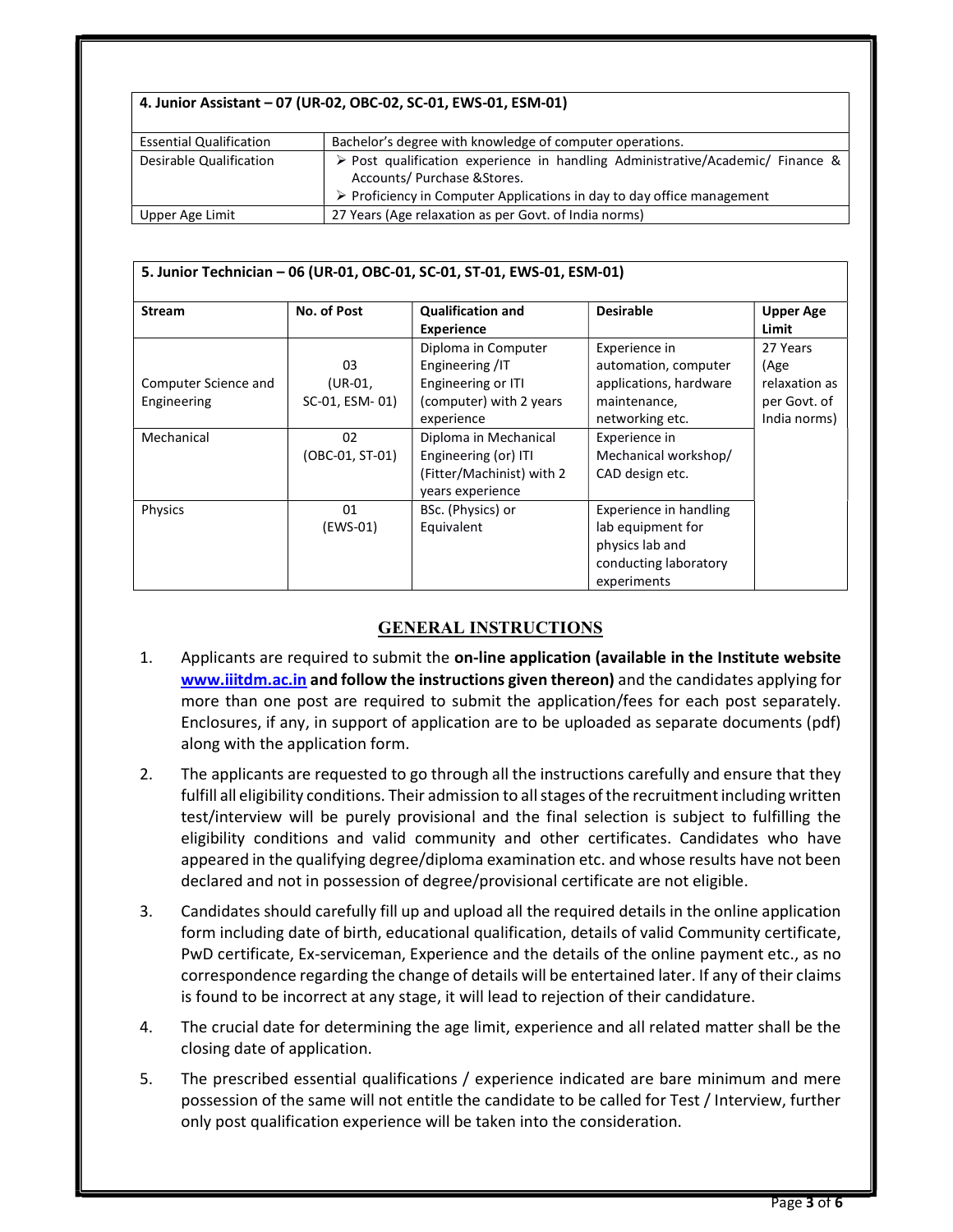| **4. Junior Assistant – 07 (UR-02, OBC-02, SC-01, EWS-01, ESM-01)** | |
|---|---|
| Essential Qualification | Bachelor's degree with knowledge of computer operations. |
| Desirable Qualification | ➢ Post qualification experience in handling Administrative/Academic/ Finance & Accounts/ Purchase &Stores.<br>➢ Proficiency in Computer Applications in day to day office management |
| Upper Age Limit | 27 Years (Age relaxation as per Govt. of India norms) |

| **5. Junior Technician – 06 (UR-01, OBC-01, SC-01, ST-01, EWS-01, ESM-01)** | | | | |
|---|---|---|---|---|
| **Stream** | **No. of Post** | **Qualification and Experience** | **Desirable** | **Upper Age Limit** |
| Computer Science and Engineering | 03 (UR-01, SC-01, ESM- 01) | Diploma in Computer Engineering /IT Engineering or ITI (computer) with 2 years experience | Experience in automation, computer applications, hardware maintenance, networking etc. | 27 Years (Age relaxation as per Govt. of India norms) |
| Mechanical | 02 (OBC-01, ST-01) | Diploma in Mechanical Engineering (or) ITI (Fitter/Machinist) with 2 years experience | Experience in Mechanical workshop/ CAD design etc. | |
| Physics | 01 (EWS-01) | BSc. (Physics) or Equivalent | Experience in handling lab equipment for physics lab and conducting laboratory experiments | |

## GENERAL INSTRUCTIONS

1. Applicants are required to submit the **on-line application (available in the Institute website www.iiitdm.ac.in and follow the instructions given thereon)** and the candidates applying for more than one post are required to submit the application/fees for each post separately. Enclosures, if any, in support of application are to be uploaded as separate documents (pdf) along with the application form.

2. The applicants are requested to go through all the instructions carefully and ensure that they fulfill all eligibility conditions. Their admission to all stages of the recruitment including written test/interview will be purely provisional and the final selection is subject to fulfilling the eligibility conditions and valid community and other certificates. Candidates who have appeared in the qualifying degree/diploma examination etc. and whose results have not been declared and not in possession of degree/provisional certificate are not eligible.

3. Candidates should carefully fill up and upload all the required details in the online application form including date of birth, educational qualification, details of valid Community certificate, PwD certificate, Ex-serviceman, Experience and the details of the online payment etc., as no correspondence regarding the change of details will be entertained later. If any of their claims is found to be incorrect at any stage, it will lead to rejection of their candidature.

4. The crucial date for determining the age limit, experience and all related matter shall be the closing date of application.

5. The prescribed essential qualifications / experience indicated are bare minimum and mere possession of the same will not entitle the candidate to be called for Test / Interview, further only post qualification experience will be taken into the consideration.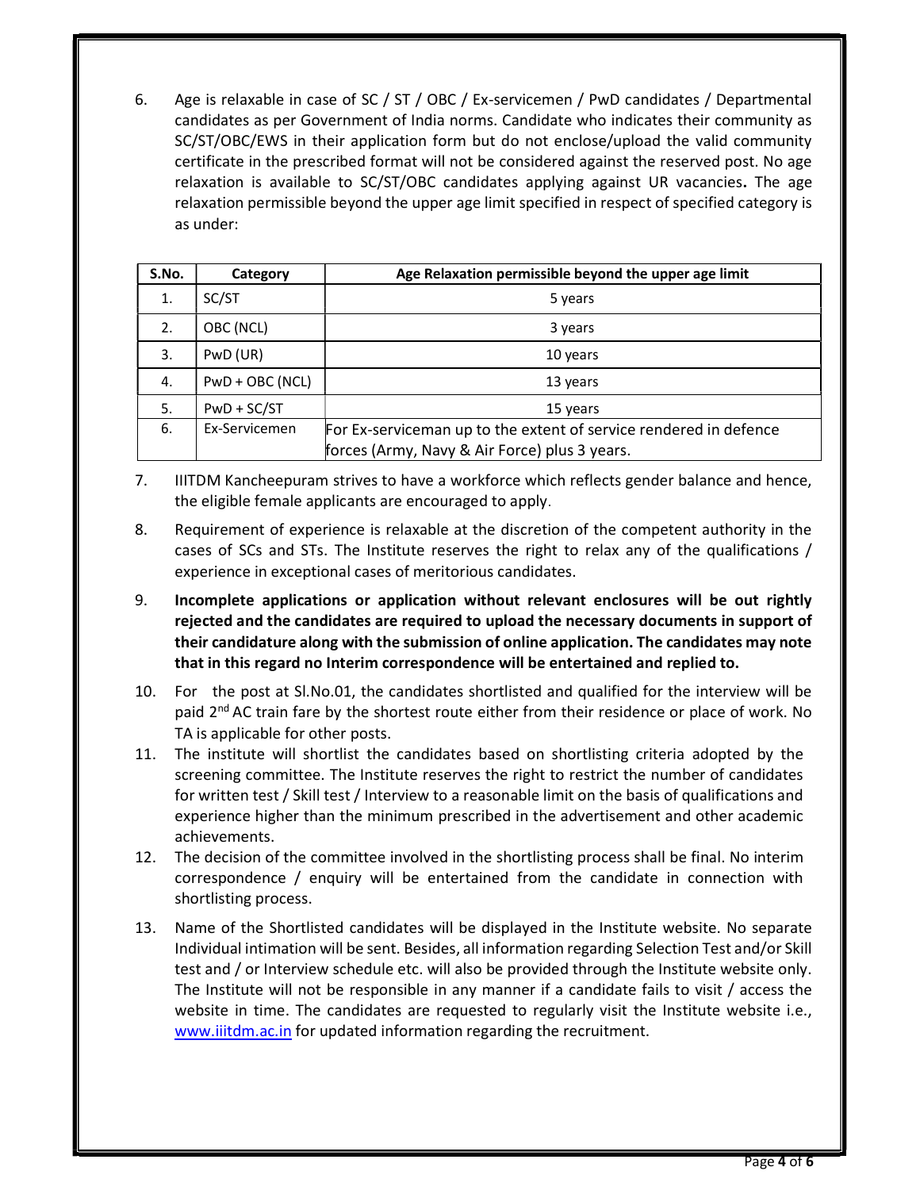6. Age is relaxable in case of SC / ST / OBC / Ex-servicemen / PwD candidates / Departmental candidates as per Government of India norms. Candidate who indicates their community as SC/ST/OBC/EWS in their application form but do not enclose/upload the valid community certificate in the prescribed format will not be considered against the reserved post. No age relaxation is available to SC/ST/OBC candidates applying against UR vacancies**.** The age relaxation permissible beyond the upper age limit specified in respect of specified category is as under:

| S.No. | Category | Age Relaxation permissible beyond the upper age limit |
|---|---|---|
| 1. | SC/ST | 5 years |
| 2. | OBC (NCL) | 3 years |
| 3. | PwD (UR) | 10 years |
| 4. | PwD + OBC (NCL) | 13 years |
| 5. | PwD + SC/ST | 15 years |
| 6. | Ex-Servicemen | For Ex-serviceman up to the extent of service rendered in defence forces (Army, Navy & Air Force) plus 3 years. |

7. IIITDM Kancheepuram strives to have a workforce which reflects gender balance and hence, the eligible female applicants are encouraged to apply.

8. Requirement of experience is relaxable at the discretion of the competent authority in the cases of SCs and STs. The Institute reserves the right to relax any of the qualifications / experience in exceptional cases of meritorious candidates.

9. **Incomplete applications or application without relevant enclosures will be out rightly rejected and the candidates are required to upload the necessary documents in support of their candidature along with the submission of online application. The candidates may note that in this regard no Interim correspondence will be entertained and replied to.**

10. For the post at Sl.No.01, the candidates shortlisted and qualified for the interview will be paid 2nd AC train fare by the shortest route either from their residence or place of work. No TA is applicable for other posts.

11. The institute will shortlist the candidates based on shortlisting criteria adopted by the screening committee. The Institute reserves the right to restrict the number of candidates for written test / Skill test / Interview to a reasonable limit on the basis of qualifications and experience higher than the minimum prescribed in the advertisement and other academic achievements.

12. The decision of the committee involved in the shortlisting process shall be final. No interim correspondence / enquiry will be entertained from the candidate in connection with shortlisting process.

13. Name of the Shortlisted candidates will be displayed in the Institute website. No separate Individual intimation will be sent. Besides, all information regarding Selection Test and/or Skill test and / or Interview schedule etc. will also be provided through the Institute website only. The Institute will not be responsible in any manner if a candidate fails to visit / access the website in time. The candidates are requested to regularly visit the Institute website i.e., www.iiitdm.ac.in for updated information regarding the recruitment.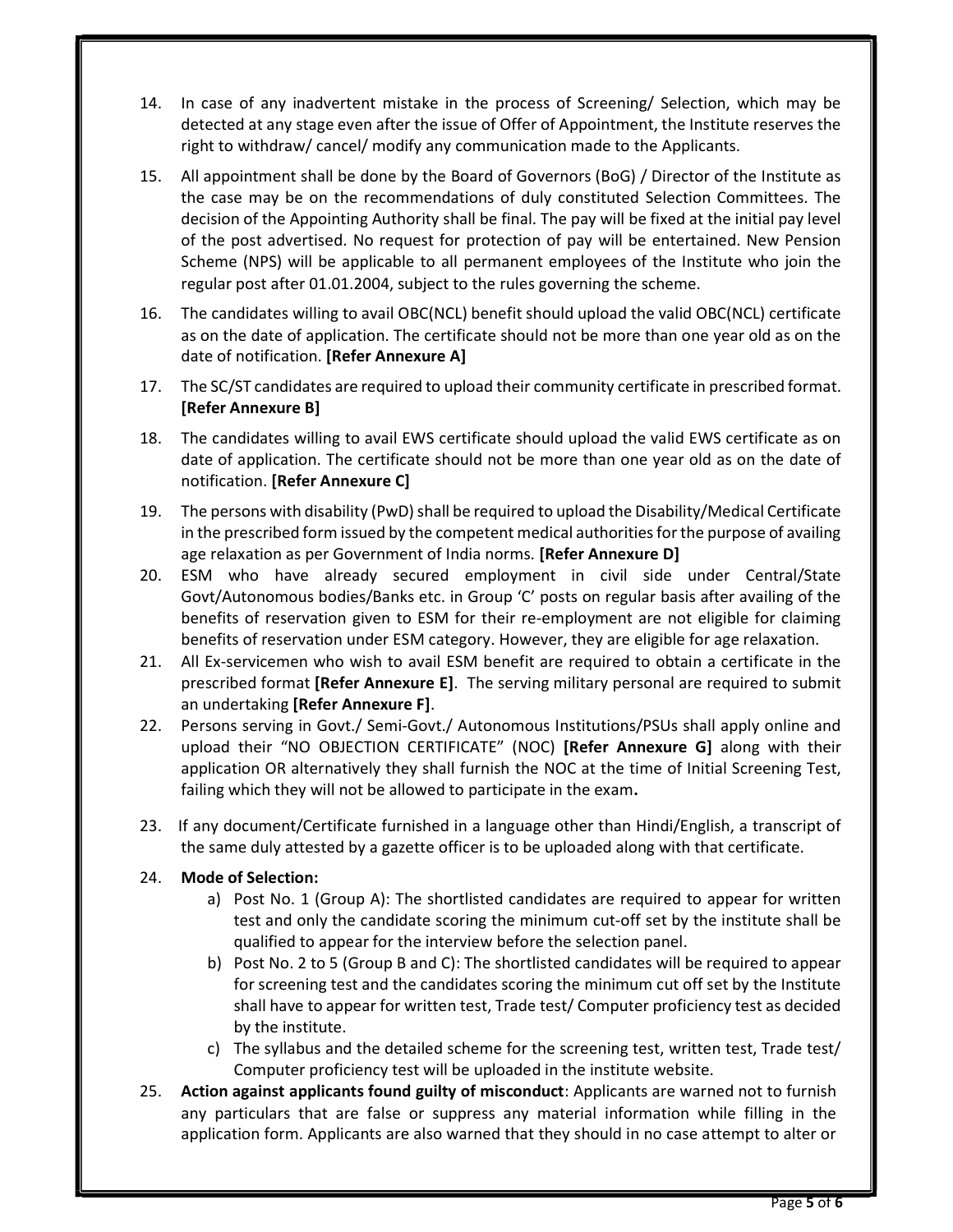14. In case of any inadvertent mistake in the process of Screening/ Selection, which may be detected at any stage even after the issue of Offer of Appointment, the Institute reserves the right to withdraw/ cancel/ modify any communication made to the Applicants.

15. All appointment shall be done by the Board of Governors (BoG) / Director of the Institute as the case may be on the recommendations of duly constituted Selection Committees. The decision of the Appointing Authority shall be final. The pay will be fixed at the initial pay level of the post advertised. No request for protection of pay will be entertained. New Pension Scheme (NPS) will be applicable to all permanent employees of the Institute who join the regular post after 01.01.2004, subject to the rules governing the scheme.

16. The candidates willing to avail OBC(NCL) benefit should upload the valid OBC(NCL) certificate as on the date of application. The certificate should not be more than one year old as on the date of notification. **[Refer Annexure A]**

17. The SC/ST candidates are required to upload their community certificate in prescribed format. **[Refer Annexure B]**

18. The candidates willing to avail EWS certificate should upload the valid EWS certificate as on date of application. The certificate should not be more than one year old as on the date of notification. **[Refer Annexure C]**

19. The persons with disability (PwD) shall be required to upload the Disability/Medical Certificate in the prescribed form issued by the competent medical authorities for the purpose of availing age relaxation as per Government of India norms. **[Refer Annexure D]**

20. ESM who have already secured employment in civil side under Central/State Govt/Autonomous bodies/Banks etc. in Group 'C' posts on regular basis after availing of the benefits of reservation given to ESM for their re-employment are not eligible for claiming benefits of reservation under ESM category. However, they are eligible for age relaxation.

21. All Ex-servicemen who wish to avail ESM benefit are required to obtain a certificate in the prescribed format **[Refer Annexure E]**. The serving military personal are required to submit an undertaking **[Refer Annexure F]**.

22. Persons serving in Govt./ Semi-Govt./ Autonomous Institutions/PSUs shall apply online and upload their "NO OBJECTION CERTIFICATE" (NOC) **[Refer Annexure G]** along with their application OR alternatively they shall furnish the NOC at the time of Initial Screening Test, failing which they will not be allowed to participate in the exam**.**

23. If any document/Certificate furnished in a language other than Hindi/English, a transcript of the same duly attested by a gazette officer is to be uploaded along with that certificate.

24. **Mode of Selection:**
    a) Post No. 1 (Group A): The shortlisted candidates are required to appear for written test and only the candidate scoring the minimum cut-off set by the institute shall be qualified to appear for the interview before the selection panel.
    b) Post No. 2 to 5 (Group B and C): The shortlisted candidates will be required to appear for screening test and the candidates scoring the minimum cut off set by the Institute shall have to appear for written test, Trade test/ Computer proficiency test as decided by the institute.
    c) The syllabus and the detailed scheme for the screening test, written test, Trade test/ Computer proficiency test will be uploaded in the institute website.

25. **Action against applicants found guilty of misconduct**: Applicants are warned not to furnish any particulars that are false or suppress any material information while filling in the application form. Applicants are also warned that they should in no case attempt to alter or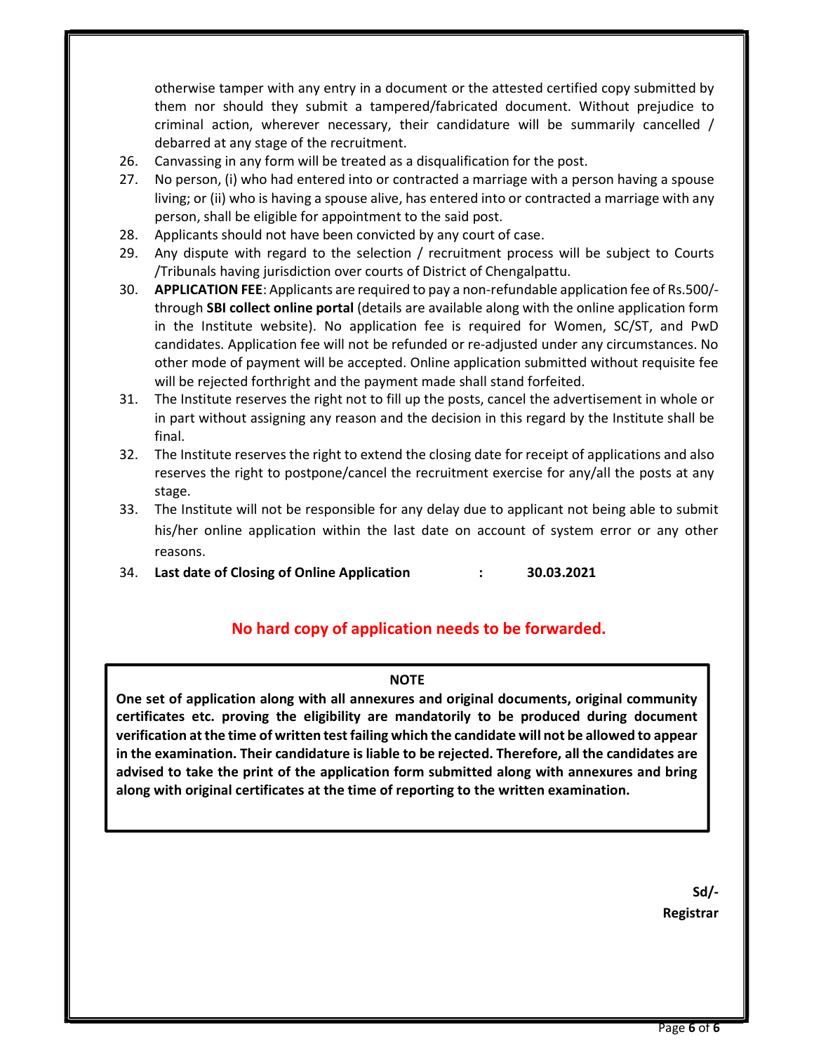otherwise tamper with any entry in a document or the attested certified copy submitted by them nor should they submit a tampered/fabricated document. Without prejudice to criminal action, wherever necessary, their candidature will be summarily cancelled / debarred at any stage of the recruitment.

26. Canvassing in any form will be treated as a disqualification for the post.
27. No person, (i) who had entered into or contracted a marriage with a person having a spouse living; or (ii) who is having a spouse alive, has entered into or contracted a marriage with any person, shall be eligible for appointment to the said post.
28. Applicants should not have been convicted by any court of case.
29. Any dispute with regard to the selection / recruitment process will be subject to Courts /Tribunals having jurisdiction over courts of District of Chengalpattu.
30. **APPLICATION FEE**: Applicants are required to pay a non-refundable application fee of Rs.500/- through **SBI collect online portal** (details are available along with the online application form in the Institute website). No application fee is required for Women, SC/ST, and PwD candidates. Application fee will not be refunded or re-adjusted under any circumstances. No other mode of payment will be accepted. Online application submitted without requisite fee will be rejected forthright and the payment made shall stand forfeited.
31. The Institute reserves the right not to fill up the posts, cancel the advertisement in whole or in part without assigning any reason and the decision in this regard by the Institute shall be final.
32. The Institute reserves the right to extend the closing date for receipt of applications and also reserves the right to postpone/cancel the recruitment exercise for any/all the posts at any stage.
33. The Institute will not be responsible for any delay due to applicant not being able to submit his/her online application within the last date on account of system error or any other reasons.
34. **Last date of Closing of Online Application : 30.03.2021**

**No hard copy of application needs to be forwarded.**

**NOTE**

**One set of application along with all annexures and original documents, original community certificates etc. proving the eligibility are mandatorily to be produced during document verification at the time of written test failing which the candidate will not be allowed to appear in the examination. Their candidature is liable to be rejected. Therefore, all the candidates are advised to take the print of the application form submitted along with annexures and bring along with original certificates at the time of reporting to the written examination.**

**Sd/-**
**Registrar**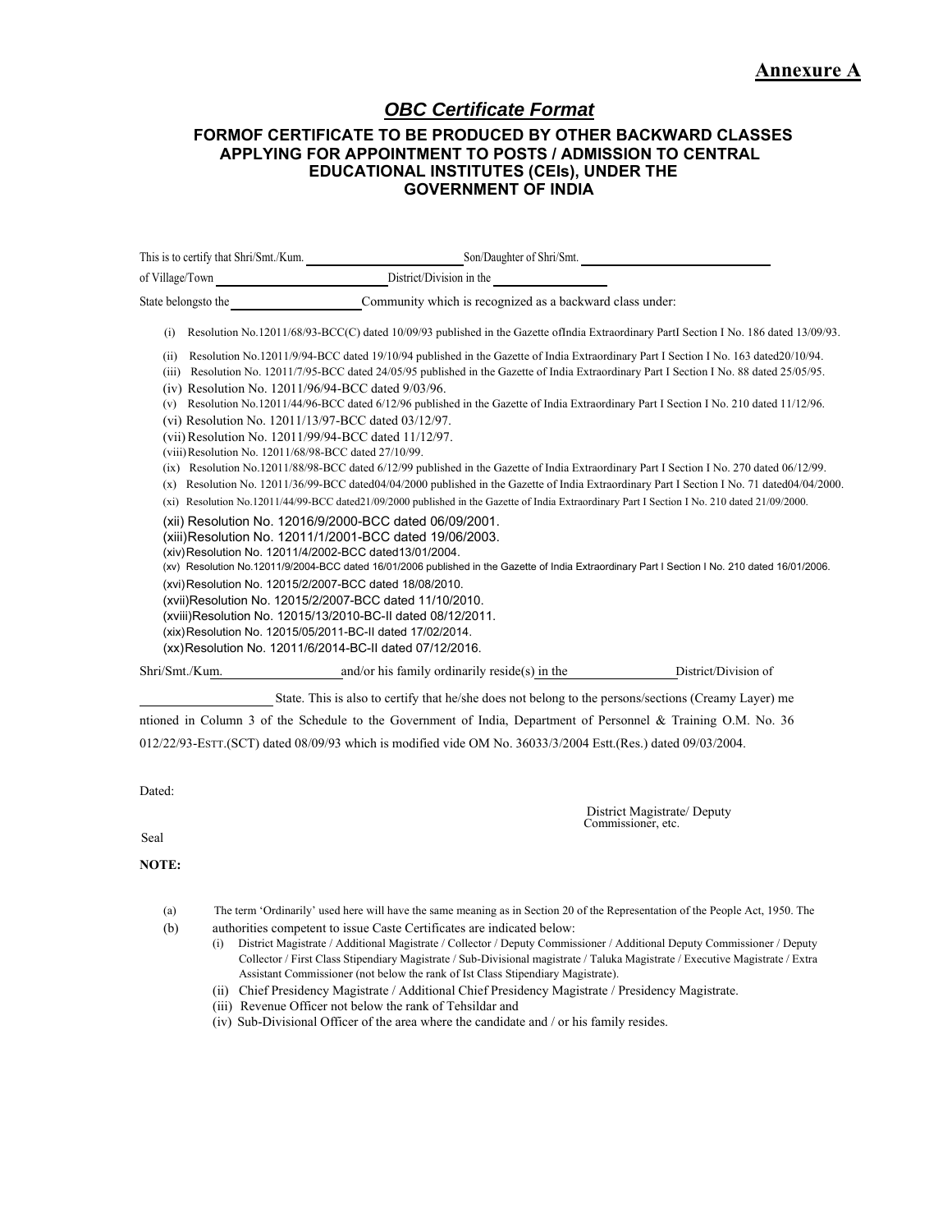**Annexure A**

## *OBC Certificate Format*

### FORMOF CERTIFICATE TO BE PRODUCED BY OTHER BACKWARD CLASSES APPLYING FOR APPOINTMENT TO POSTS / ADMISSION TO CENTRAL EDUCATIONAL INSTITUTES (CEIs), UNDER THE GOVERNMENT OF INDIA

This is to certify that Shri/Smt./Kum. ________________________ Son/Daughter of Shri/Smt. ____________________________ of Village/Town ________________________ District/Division in the ________________ State belongsto the __________________ Community which is recognized as a backward class under:

(i) Resolution No.12011/68/93-BCC(C) dated 10/09/93 published in the Gazette ofIndia Extraordinary PartI Section I No. 186 dated 13/09/93.

(ii) Resolution No.12011/9/94-BCC dated 19/10/94 published in the Gazette of India Extraordinary Part I Section I No. 163 dated20/10/94.
(iii) Resolution No. 12011/7/95-BCC dated 24/05/95 published in the Gazette of India Extraordinary Part I Section I No. 88 dated 25/05/95.
(iv) Resolution No. 12011/96/94-BCC dated 9/03/96.
(v) Resolution No.12011/44/96-BCC dated 6/12/96 published in the Gazette of India Extraordinary Part I Section I No. 210 dated 11/12/96.
(vi) Resolution No. 12011/13/97-BCC dated 03/12/97.
(vii) Resolution No. 12011/99/94-BCC dated 11/12/97.
(viii) Resolution No. 12011/68/98-BCC dated 27/10/99.
(ix) Resolution No.12011/88/98-BCC dated 6/12/99 published in the Gazette of India Extraordinary Part I Section I No. 270 dated 06/12/99.
(x) Resolution No. 12011/36/99-BCC dated04/04/2000 published in the Gazette of India Extraordinary Part I Section I No. 71 dated04/04/2000.
(xi) Resolution No.12011/44/99-BCC dated21/09/2000 published in the Gazette of India Extraordinary Part I Section I No. 210 dated 21/09/2000.
(xii) Resolution No. 12016/9/2000-BCC dated 06/09/2001.
(xiii) Resolution No. 12011/1/2001-BCC dated 19/06/2003.
(xiv) Resolution No. 12011/4/2002-BCC dated13/01/2004.
(xv) Resolution No.12011/9/2004-BCC dated 16/01/2006 published in the Gazette of India Extraordinary Part I Section I No. 210 dated 16/01/2006.
(xvi) Resolution No. 12015/2/2007-BCC dated 18/08/2010.
(xvii) Resolution No. 12015/2/2007-BCC dated 11/10/2010.
(xviii) Resolution No. 12015/13/2010-BC-II dated 08/12/2011.
(xix) Resolution No. 12015/05/2011-BC-II dated 17/02/2014.
(xx) Resolution No. 12011/6/2014-BC-II dated 07/12/2016.

Shri/Smt./Kum. __________________ and/or his family ordinarily reside(s) in the ________________ District/Division of ____________________ State. This is also to certify that he/she does not belong to the persons/sections (Creamy Layer) mentioned in Column 3 of the Schedule to the Government of India, Department of Personnel & Training O.M. No. 36012/22/93-Estt.(SCT) dated 08/09/93 which is modified vide OM No. 36033/3/2004 Estt.(Res.) dated 09/03/2004.

Dated:

District Magistrate/ Deputy Commissioner, etc.

Seal

**NOTE:**

(a) The term 'Ordinarily' used here will have the same meaning as in Section 20 of the Representation of the People Act, 1950. The
(b) authorities competent to issue Caste Certificates are indicated below:
   (i) District Magistrate / Additional Magistrate / Collector / Deputy Commissioner / Additional Deputy Commissioner / Deputy Collector / First Class Stipendiary Magistrate / Sub-Divisional magistrate / Taluka Magistrate / Executive Magistrate / Extra Assistant Commissioner (not below the rank of Ist Class Stipendiary Magistrate).
   (ii) Chief Presidency Magistrate / Additional Chief Presidency Magistrate / Presidency Magistrate.
   (iii) Revenue Officer not below the rank of Tehsildar and
   (iv) Sub-Divisional Officer of the area where the candidate and / or his family resides.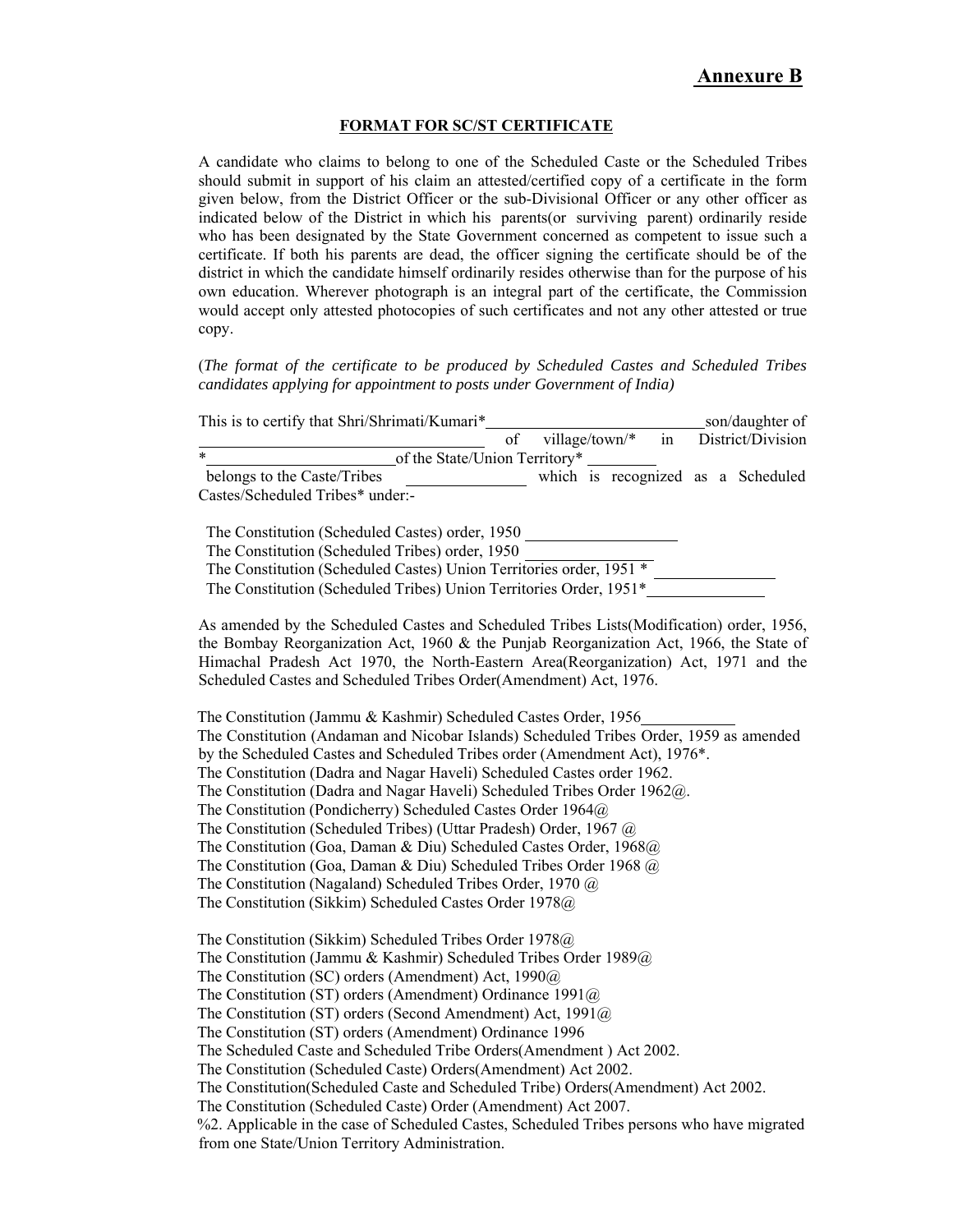# Annexure B

## FORMAT FOR SC/ST CERTIFICATE

A candidate who claims to belong to one of the Scheduled Caste or the Scheduled Tribes should submit in support of his claim an attested/certified copy of a certificate in the form given below, from the District Officer or the sub-Divisional Officer or any other officer as indicated below of the District in which his parents(or surviving parent) ordinarily reside who has been designated by the State Government concerned as competent to issue such a certificate. If both his parents are dead, the officer signing the certificate should be of the district in which the candidate himself ordinarily resides otherwise than for the purpose of his own education. Wherever photograph is an integral part of the certificate, the Commission would accept only attested photocopies of such certificates and not any other attested or true copy.

(*The format of the certificate to be produced by Scheduled Castes and Scheduled Tribes candidates applying for appointment to posts under Government of India)*

This is to certify that Shri/Shrimati/Kumari*\_\_\_\_\_\_\_\_\_\_\_\_\_\_\_\_\_\_\_\_\_\_\_\_\_\_son/daughter of \_\_\_\_\_\_\_\_\_\_\_\_\_\_\_\_\_\_\_\_\_\_\_\_\_\_\_\_ of village/town/* in District/Division *\_\_\_\_\_\_\_\_\_\_\_\_\_\_\_\_\_\_\_\_\_\_\_of the State/Union Territory* \_\_\_\_\_\_\_\_ belongs to the Caste/Tribes \_\_\_\_\_\_\_\_\_\_\_\_\_\_\_ which is recognized as a Scheduled Castes/Scheduled Tribes* under:-

The Constitution (Scheduled Castes) order, 1950 \_\_\_\_\_\_\_\_\_\_\_\_\_\_\_\_\_\_
The Constitution (Scheduled Tribes) order, 1950 \_\_\_\_\_\_\_\_\_\_\_\_\_\_\_\_\_\_
The Constitution (Scheduled Castes) Union Territories order, 1951 * \_\_\_\_\_\_\_\_\_\_\_\_\_\_\_
The Constitution (Scheduled Tribes) Union Territories Order, 1951*\_\_\_\_\_\_\_\_\_\_\_\_\_\_

As amended by the Scheduled Castes and Scheduled Tribes Lists(Modification) order, 1956, the Bombay Reorganization Act, 1960 & the Punjab Reorganization Act, 1966, the State of Himachal Pradesh Act 1970, the North-Eastern Area(Reorganization) Act, 1971 and the Scheduled Castes and Scheduled Tribes Order(Amendment) Act, 1976.

The Constitution (Jammu & Kashmir) Scheduled Castes Order, 1956\_\_\_\_\_\_\_\_\_\_\_
The Constitution (Andaman and Nicobar Islands) Scheduled Tribes Order, 1959 as amended by the Scheduled Castes and Scheduled Tribes order (Amendment Act), 1976*.
The Constitution (Dadra and Nagar Haveli) Scheduled Castes order 1962.
The Constitution (Dadra and Nagar Haveli) Scheduled Tribes Order 1962@.
The Constitution (Pondicherry) Scheduled Castes Order 1964@
The Constitution (Scheduled Tribes) (Uttar Pradesh) Order, 1967 @
The Constitution (Goa, Daman & Diu) Scheduled Castes Order, 1968@
The Constitution (Goa, Daman & Diu) Scheduled Tribes Order 1968 @
The Constitution (Nagaland) Scheduled Tribes Order, 1970 @
The Constitution (Sikkim) Scheduled Castes Order 1978@

The Constitution (Sikkim) Scheduled Tribes Order 1978@
The Constitution (Jammu & Kashmir) Scheduled Tribes Order 1989@
The Constitution (SC) orders (Amendment) Act, 1990@
The Constitution (ST) orders (Amendment) Ordinance 1991@
The Constitution (ST) orders (Second Amendment) Act, 1991@
The Constitution (ST) orders (Amendment) Ordinance 1996
The Scheduled Caste and Scheduled Tribe Orders(Amendment ) Act 2002.
The Constitution (Scheduled Caste) Orders(Amendment) Act 2002.
The Constitution(Scheduled Caste and Scheduled Tribe) Orders(Amendment) Act 2002.
The Constitution (Scheduled Caste) Order (Amendment) Act 2007.
%2. Applicable in the case of Scheduled Castes, Scheduled Tribes persons who have migrated from one State/Union Territory Administration.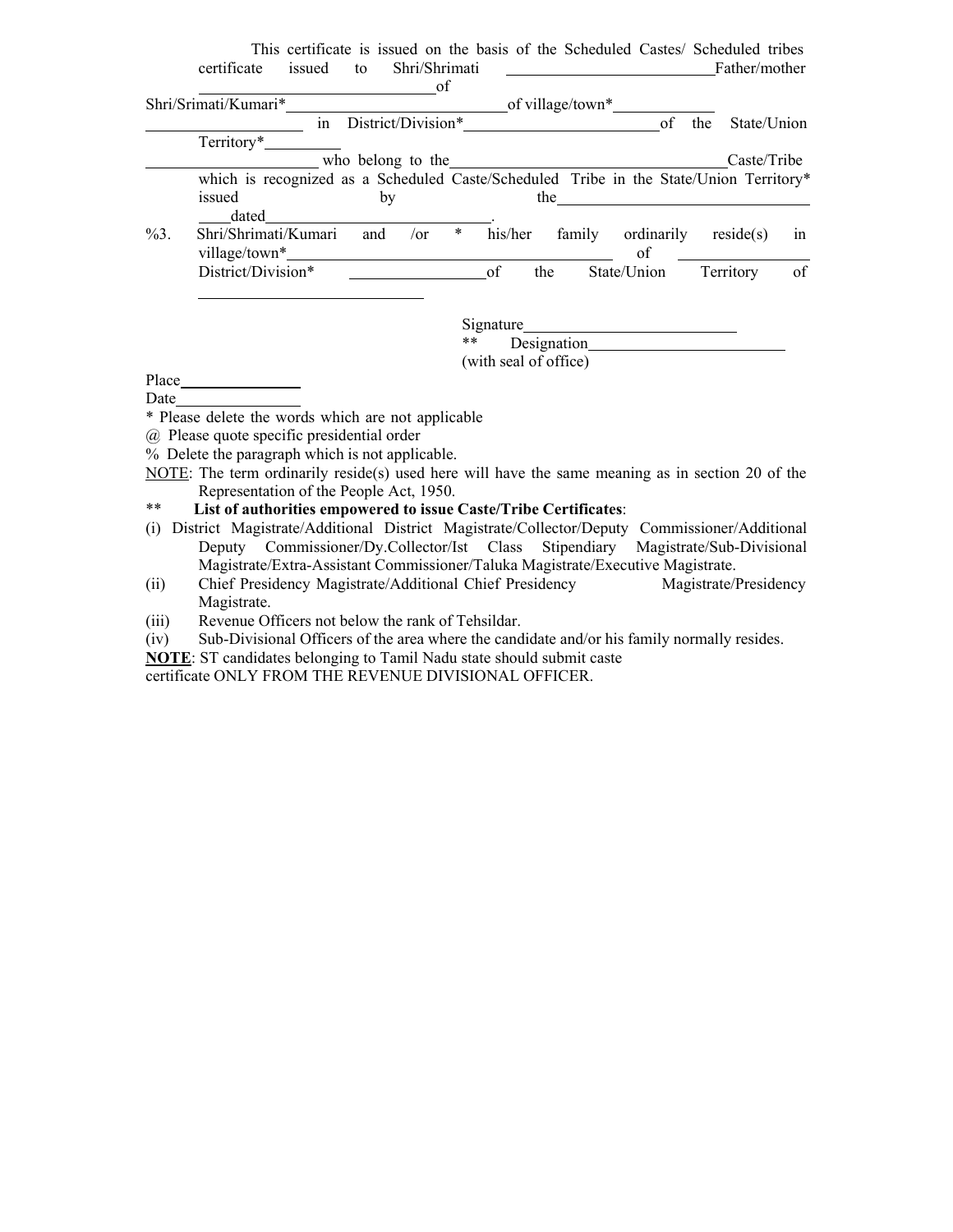This certificate is issued on the basis of the Scheduled Castes/ Scheduled tribes certificate issued to Shri/Shrimati ____________________ Father/mother ____________________ of Shri/Srimati/Kumari* ____________________ of village/town* ____________________ in District/Division* ____________________ of the State/Union Territory* ____________________ who belong to the ____________________ Caste/Tribe which is recognized as a Scheduled Caste/Scheduled Tribe in the State/Union Territory* issued by the ____________________ dated ____________________.

%3. Shri/Shrimati/Kumari and /or * his/her family ordinarily reside(s) in village/town* ____________________ of ____________________ District/Division* ____________________ of the State/Union Territory of ____________________

Signature ____________________
** Designation ____________________
(with seal of office)

Place ____________________
Date ____________________

\* Please delete the words which are not applicable
@ Please quote specific presidential order
% Delete the paragraph which is not applicable.

<u>NOTE</u>: The term ordinarily reside(s) used here will have the same meaning as in section 20 of the Representation of the People Act, 1950.

** **List of authorities empowered to issue Caste/Tribe Certificates**:

(i) District Magistrate/Additional District Magistrate/Collector/Deputy Commissioner/Additional Deputy Commissioner/Dy.Collector/Ist Class Stipendiary Magistrate/Sub-Divisional Magistrate/Extra-Assistant Commissioner/Taluka Magistrate/Executive Magistrate.

(ii) Chief Presidency Magistrate/Additional Chief Presidency Magistrate/Presidency Magistrate.

(iii) Revenue Officers not below the rank of Tehsildar.

(iv) Sub-Divisional Officers of the area where the candidate and/or his family normally resides.

**<u>NOTE</u>**: ST candidates belonging to Tamil Nadu state should submit caste certificate ONLY FROM THE REVENUE DIVISIONAL OFFICER.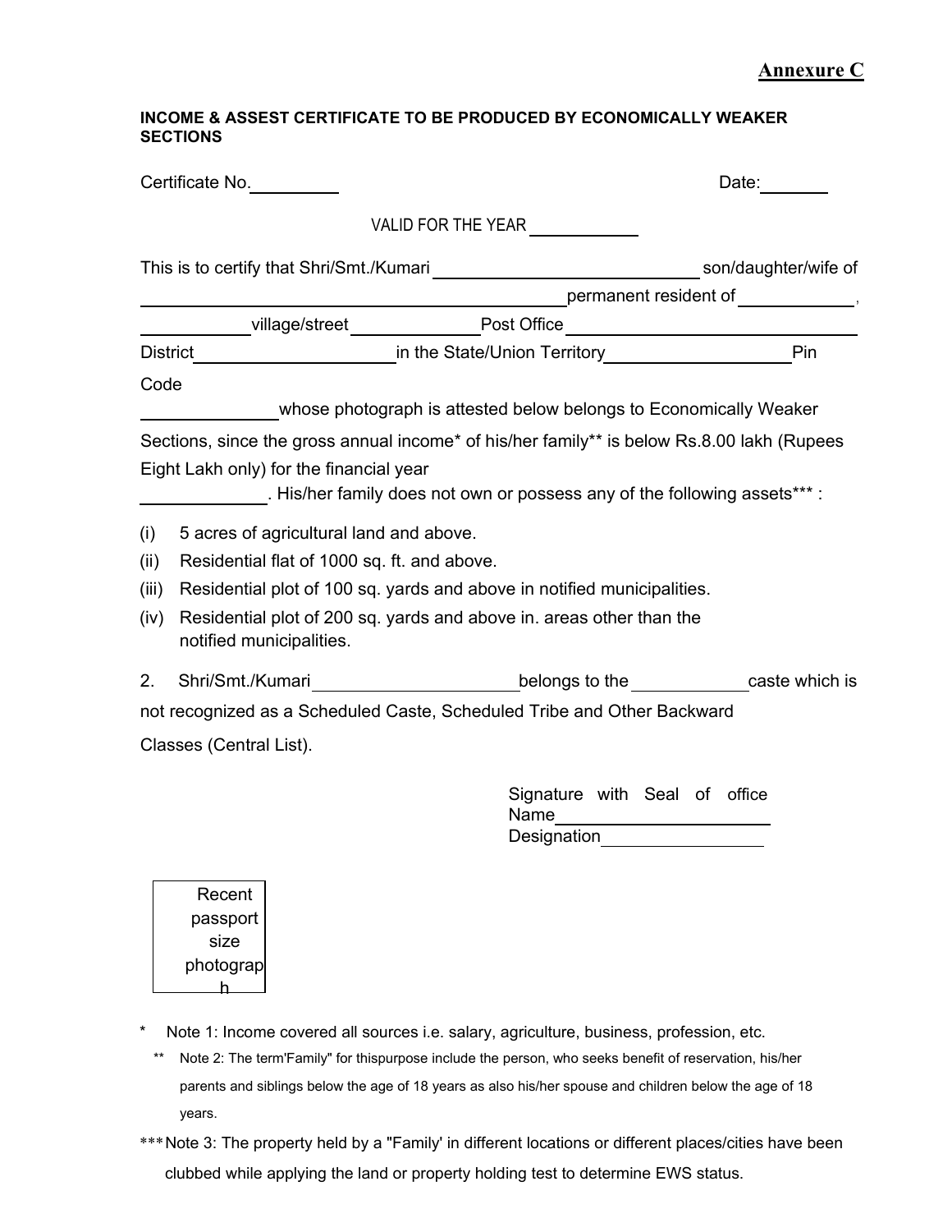**Annexure C**

**INCOME & ASSEST CERTIFICATE TO BE PRODUCED BY ECONOMICALLY WEAKER SECTIONS**

Certificate No.\_\_\_\_\_\_\_\_\_ Date:\_\_\_\_\_\_\_

VALID FOR THE YEAR \_\_\_\_\_\_\_\_\_\_\_

This is to certify that Shri/Smt./Kumari \_\_\_\_\_\_\_\_\_\_\_\_\_\_\_\_\_\_\_\_\_\_\_\_\_\_\_\_ son/daughter/wife of \_\_\_\_\_\_\_\_\_\_\_\_\_\_\_\_\_\_\_\_\_\_\_\_\_\_\_\_\_\_\_\_\_\_\_\_\_\_\_\_\_\_\_\_\_\_\_\_permanent resident of \_\_\_\_\_\_\_\_\_\_\_\_, \_\_\_\_\_\_\_\_\_\_\_\_village/street \_\_\_\_\_\_\_\_\_\_\_\_\_\_Post Office \_\_\_\_\_\_\_\_\_\_\_\_\_\_\_\_\_\_\_\_\_\_\_\_\_\_\_\_\_\_ District\_\_\_\_\_\_\_\_\_\_\_\_\_\_\_\_\_\_\_\_\_\_in the State/Union Territory\_\_\_\_\_\_\_\_\_\_\_\_\_\_\_\_\_\_\_\_Pin Code

\_\_\_\_\_\_\_\_\_\_\_\_\_\_whose photograph is attested below belongs to Economically Weaker Sections, since the gross annual income* of his/her family** is below Rs.8.00 lakh (Rupees Eight Lakh only) for the financial year

\_\_\_\_\_\_\_\_\_\_\_\_\_. His/her family does not own or possess any of the following assets*** :

(i) 5 acres of agricultural land and above.

(ii) Residential flat of 1000 sq. ft. and above.

(iii) Residential plot of 100 sq. yards and above in notified municipalities.

(iv) Residential plot of 200 sq. yards and above in. areas other than the notified municipalities.

2. Shri/Smt./Kumari \_\_\_\_\_\_\_\_\_\_\_\_\_\_\_\_\_\_\_\_\_\_belongs to the \_\_\_\_\_\_\_\_\_\_\_\_\_caste which is not recognized as a Scheduled Caste, Scheduled Tribe and Other Backward Classes (Central List).

Signature with Seal of office
Name\_\_\_\_\_\_\_\_\_\_\_\_\_\_\_\_\_\_\_\_\_\_\_
Designation\_\_\_\_\_\_\_\_\_\_\_\_\_\_\_\_\_\_\_\_

Recent passport size photograph

\* Note 1: Income covered all sources i.e. salary, agriculture, business, profession, etc.

\*\* Note 2: The term'Family" for thispurpose include the person, who seeks benefit of reservation, his/her parents and siblings below the age of 18 years as also his/her spouse and children below the age of 18 years.

\*\*\* Note 3: The property held by a "Family' in different locations or different places/cities have been clubbed while applying the land or property holding test to determine EWS status.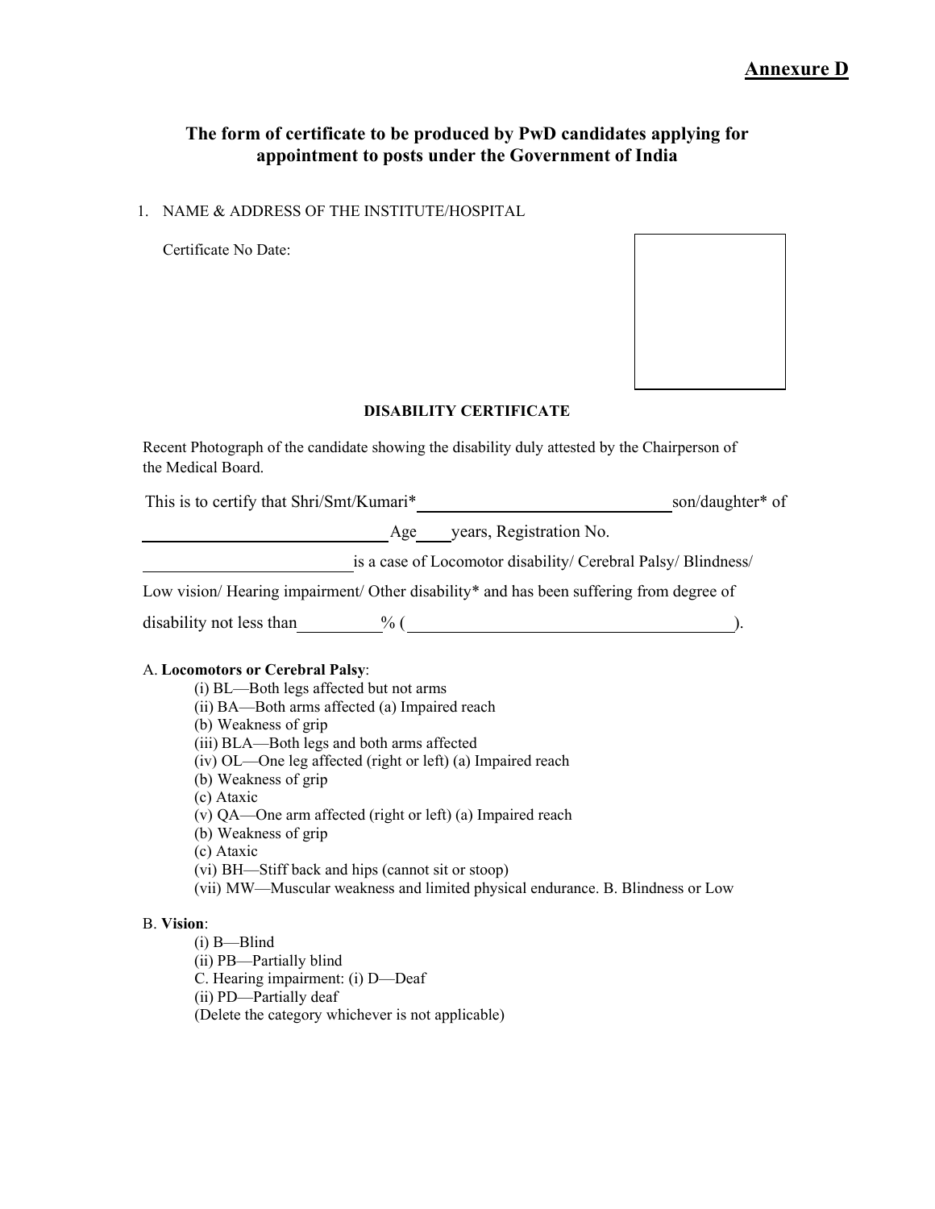**Annexure D**

## The form of certificate to be produced by PwD candidates applying for appointment to posts under the Government of India

1. NAME & ADDRESS OF THE INSTITUTE/HOSPITAL

   Certificate No Date:

**DISABILITY CERTIFICATE**

Recent Photograph of the candidate showing the disability duly attested by the Chairperson of the Medical Board.

This is to certify that Shri/Smt/Kumari*\_\_\_\_\_\_\_\_\_\_\_\_\_\_\_\_\_\_\_\_\_\_\_\_\_\_\_\_\_\_ son/daughter* of \_\_\_\_\_\_\_\_\_\_\_\_\_\_\_\_\_\_\_\_\_\_\_\_\_\_\_\_\_\_ Age\_\_\_\_ years, Registration No. \_\_\_\_\_\_\_\_\_\_\_\_\_\_\_\_\_\_\_\_\_\_\_\_\_ is a case of Locomotor disability/ Cerebral Palsy/ Blindness/ Low vision/ Hearing impairment/ Other disability* and has been suffering from degree of disability not less than\_\_\_\_\_\_\_\_\_\_% (\_\_\_\_\_\_\_\_\_\_\_\_\_\_\_\_\_\_\_\_\_\_\_\_\_\_\_\_\_\_\_\_\_\_\_\_\_\_\_).

A. **Locomotors or Cerebral Palsy**:

- (i) BL—Both legs affected but not arms
- (ii) BA—Both arms affected (a) Impaired reach
- (b) Weakness of grip
- (iii) BLA—Both legs and both arms affected
- (iv) OL—One leg affected (right or left) (a) Impaired reach
- (b) Weakness of grip
- (c) Ataxic
- (v) QA—One arm affected (right or left) (a) Impaired reach
- (b) Weakness of grip
- (c) Ataxic
- (vi) BH—Stiff back and hips (cannot sit or stoop)
- (vii) MW—Muscular weakness and limited physical endurance. B. Blindness or Low

B. **Vision**:

- (i) B—Blind
- (ii) PB—Partially blind
- C. Hearing impairment: (i) D—Deaf
- (ii) PD—Partially deaf
- (Delete the category whichever is not applicable)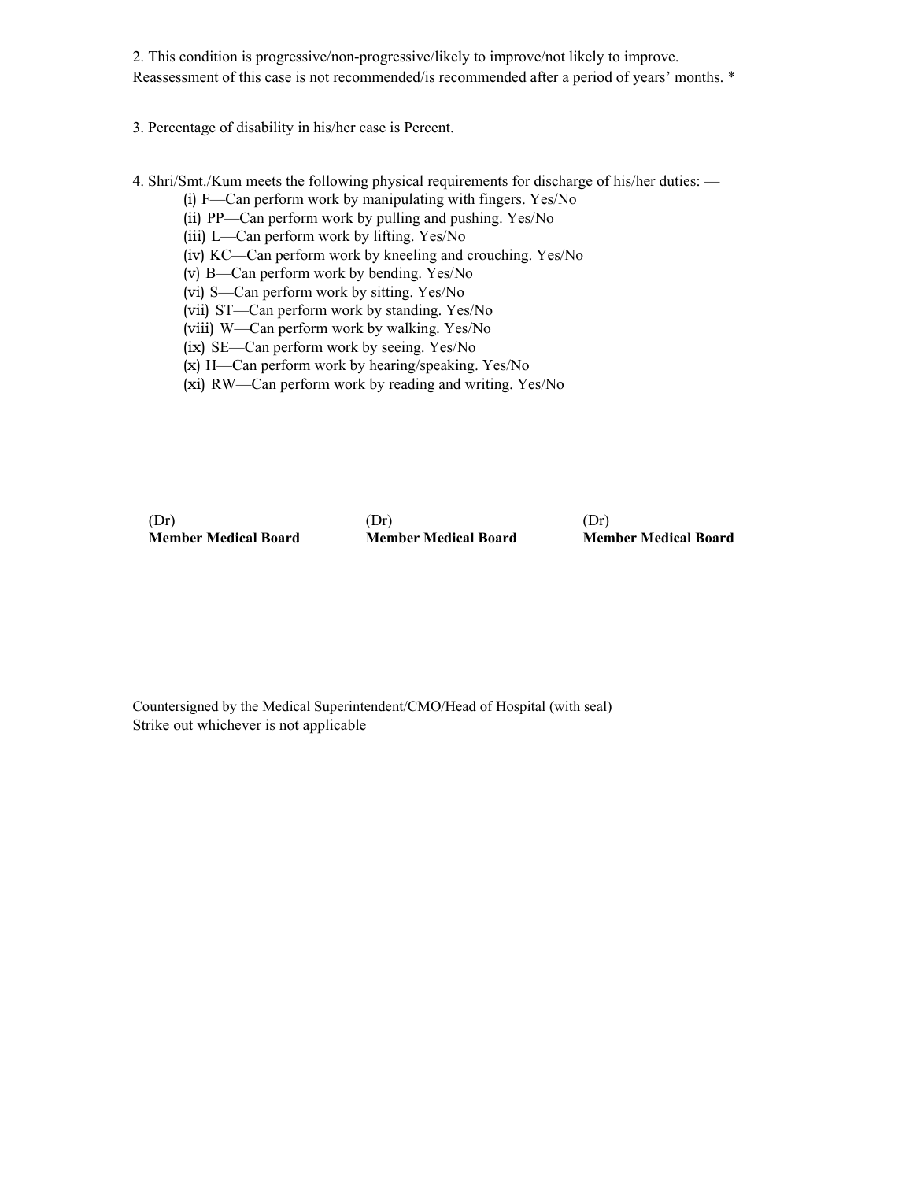2. This condition is progressive/non-progressive/likely to improve/not likely to improve.
Reassessment of this case is not recommended/is recommended after a period of years' months. *

3. Percentage of disability in his/her case is Percent.

4. Shri/Smt./Kum meets the following physical requirements for discharge of his/her duties: —

(i) F—Can perform work by manipulating with fingers. Yes/No
(ii) PP—Can perform work by pulling and pushing. Yes/No
(iii) L—Can perform work by lifting. Yes/No
(iv) KC—Can perform work by kneeling and crouching. Yes/No
(v) B—Can perform work by bending. Yes/No
(vi) S—Can perform work by sitting. Yes/No
(vii) ST—Can perform work by standing. Yes/No
(viii) W—Can perform work by walking. Yes/No
(ix) SE—Can perform work by seeing. Yes/No
(x) H—Can perform work by hearing/speaking. Yes/No
(xi) RW—Can perform work by reading and writing. Yes/No

| (Dr) | (Dr) | (Dr) |
|---|---|---|
| **Member Medical Board** | **Member Medical Board** | **Member Medical Board** |

Countersigned by the Medical Superintendent/CMO/Head of Hospital (with seal)
Strike out whichever is not applicable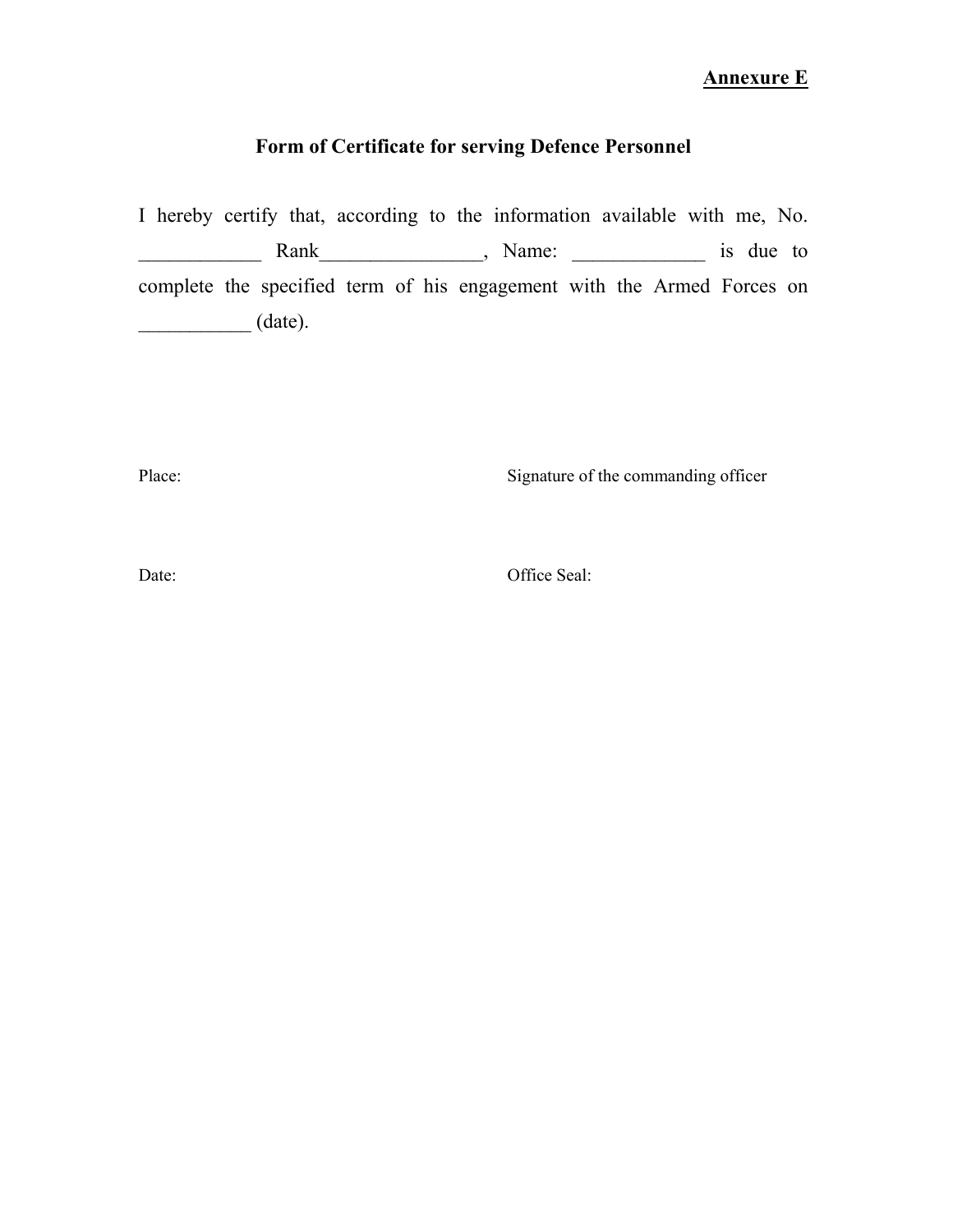**Annexure E**

## Form of Certificate for serving Defence Personnel

I hereby certify that, according to the information available with me, No. ____________ Rank________________, Name: _____________ is due to complete the specified term of his engagement with the Armed Forces on ___________ (date).

Place: Signature of the commanding officer

Date: Office Seal: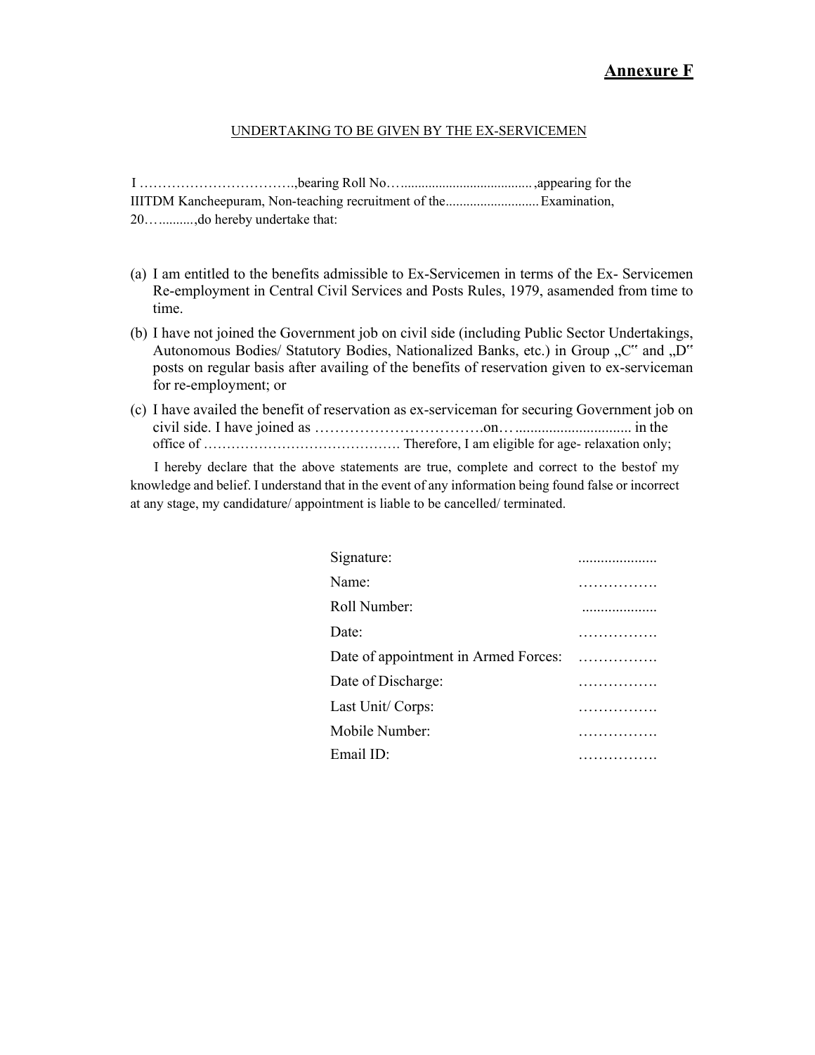**Annexure F**

UNDERTAKING TO BE GIVEN BY THE EX-SERVICEMEN

I ……………………………,bearing Roll No…....................................,appearing for the IIITDM Kancheepuram, Non-teaching recruitment of the...........................Examination, 20…..........,do hereby undertake that:

(a) I am entitled to the benefits admissible to Ex-Servicemen in terms of the Ex- Servicemen Re-employment in Central Civil Services and Posts Rules, 1979, asamended from time to time.

(b) I have not joined the Government job on civil side (including Public Sector Undertakings, Autonomous Bodies/ Statutory Bodies, Nationalized Banks, etc.) in Group „C" and „D" posts on regular basis after availing of the benefits of reservation given to ex-serviceman for re-employment; or

(c) I have availed the benefit of reservation as ex-serviceman for securing Government job on civil side. I have joined as …………………………….on…............................... in the office of ……………………………………. Therefore, I am eligible for age- relaxation only;

I hereby declare that the above statements are true, complete and correct to the bestof my knowledge and belief. I understand that in the event of any information being found false or incorrect at any stage, my candidature/ appointment is liable to be cancelled/ terminated.

Signature: .....................

Name: …………….

Roll Number: ....................

Date: …………….

Date of appointment in Armed Forces: …………….

Date of Discharge: …………….

Last Unit/ Corps: …………….

Mobile Number: …………….

Email ID: …………….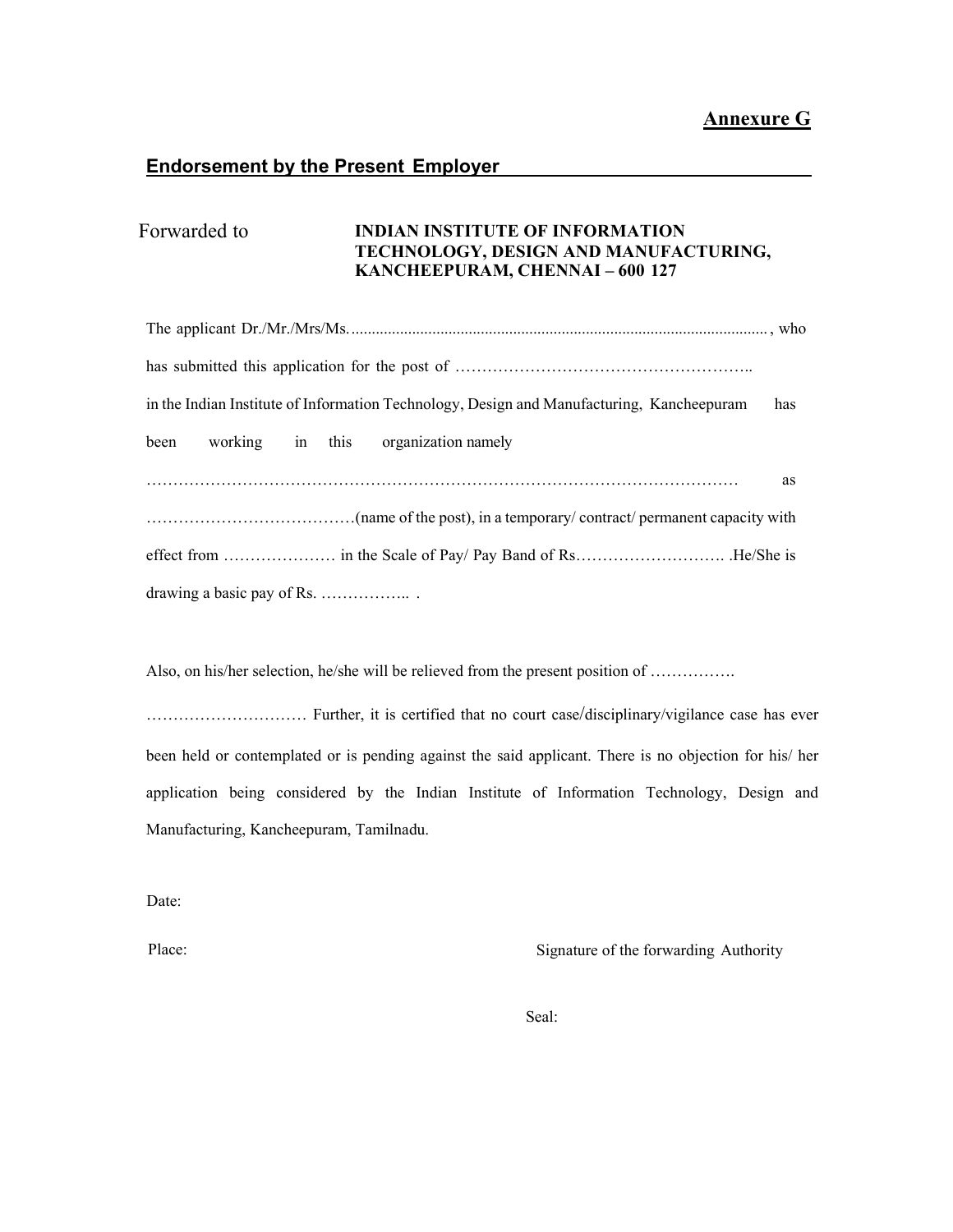**Annexure G**

## Endorsement by the Present Employer

Forwarded to **INDIAN INSTITUTE OF INFORMATION TECHNOLOGY, DESIGN AND MANUFACTURING, KANCHEEPURAM, CHENNAI – 600 127**

The applicant Dr./Mr./Mrs/Ms........................................................................................................., who has submitted this application for the post of ……………………………………………….. in the Indian Institute of Information Technology, Design and Manufacturing, Kancheepuram has been working in this organization namely …………………………………………………………………………………………………… as …………………………………(name of the post), in a temporary/ contract/ permanent capacity with effect from ………………… in the Scale of Pay/ Pay Band of Rs………………………. .He/She is drawing a basic pay of Rs. …………….. .

Also, on his/her selection, he/she will be relieved from the present position of ……………. ………………………… Further, it is certified that no court case/disciplinary/vigilance case has ever been held or contemplated or is pending against the said applicant. There is no objection for his/ her application being considered by the Indian Institute of Information Technology, Design and Manufacturing, Kancheepuram, Tamilnadu.

Date:

Place:

Signature of the forwarding Authority

Seal: